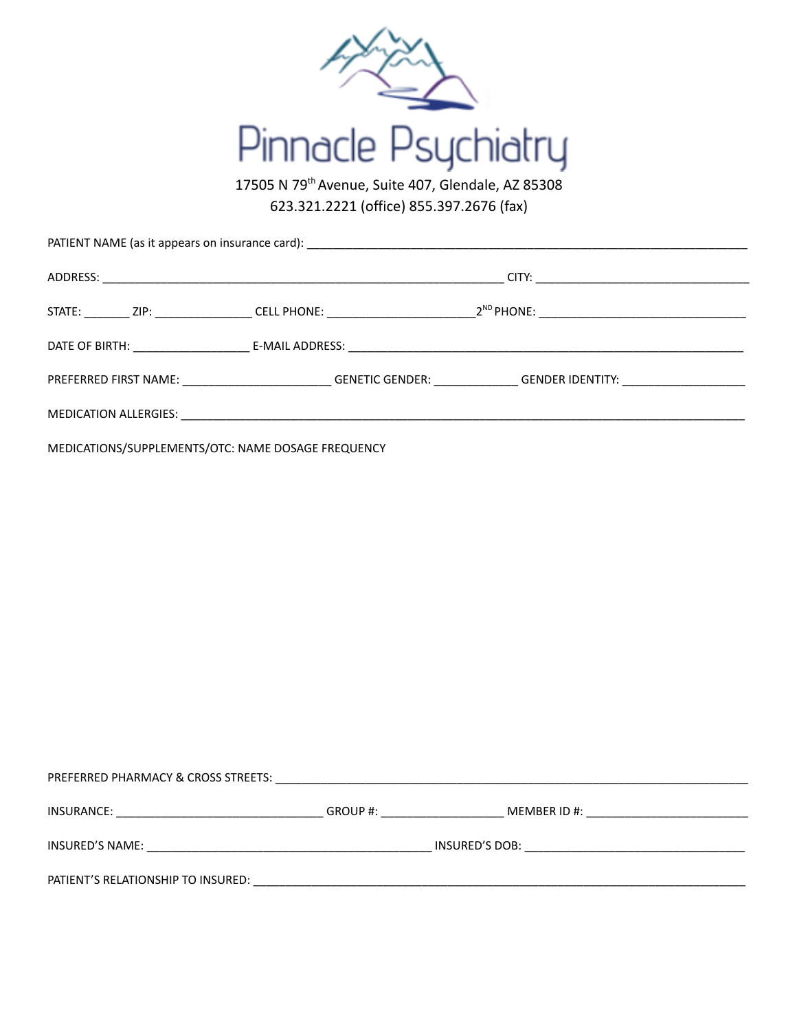# Pinnacle Psychiatry

17505 N 79th Avenue, Suite 407, Glendale, AZ 85308

623.321.2221 (office) 855.397.2676 (fax)

PATIENT NAME (as it appears on insurance card): ______________________________________________________________________

ADDRESS: ______________________________________________________________ CITY: _________________________________

STATE: _______ ZIP: _______________ CELL PHONE: _______________________2ND PHONE: _________________________________

DATE OF BIRTH: __________________ E-MAIL ADDRESS: _____________________________________________________________

PREFERRED FIRST NAME: _______________________ GENETIC GENDER: _____________ GENDER IDENTITY: ___________________

MEDICATION ALLERGIES: _________________________________________________________________________________________

MEDICATIONS/SUPPLEMENTS/OTC: NAME DOSAGE FREQUENCY

PREFERRED PHARMACY & CROSS STREETS: ___________________________________________________________________________

INSURANCE: ________________________________ GROUP #: ___________________ MEMBER ID #: _________________________

INSURED'S NAME: ____________________________________________ INSURED'S DOB: __________________________________

PATIENT'S RELATIONSHIP TO INSURED: ____________________________________________________________________________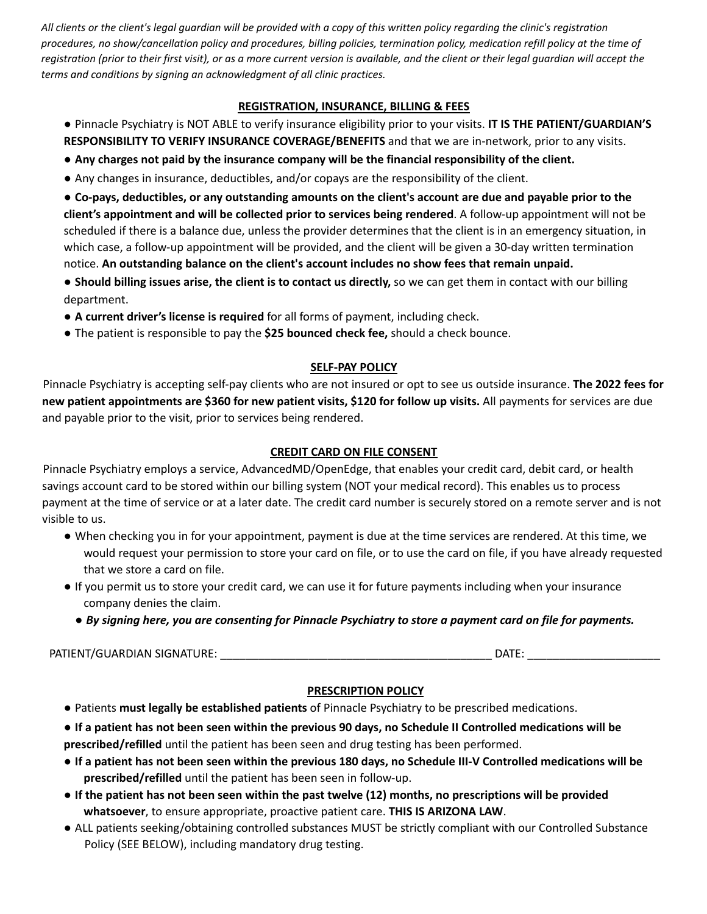*All clients or the client's legal guardian will be provided with a copy of this written policy regarding the clinic's registration procedures, no show/cancellation policy and procedures, billing policies, termination policy, medication refill policy at the time of registration (prior to their first visit), or as a more current version is available, and the client or their legal guardian will accept the terms and conditions by signing an acknowledgment of all clinic practices.*

## REGISTRATION, INSURANCE, BILLING & FEES

- Pinnacle Psychiatry is NOT ABLE to verify insurance eligibility prior to your visits. **IT IS THE PATIENT/GUARDIAN'S RESPONSIBILITY TO VERIFY INSURANCE COVERAGE/BENEFITS** and that we are in-network, prior to any visits.
- **Any charges not paid by the insurance company will be the financial responsibility of the client.**
- Any changes in insurance, deductibles, and/or copays are the responsibility of the client.
- **Co-pays, deductibles, or any outstanding amounts on the client's account are due and payable prior to the client's appointment and will be collected prior to services being rendered**. A follow-up appointment will not be scheduled if there is a balance due, unless the provider determines that the client is in an emergency situation, in which case, a follow-up appointment will be provided, and the client will be given a 30-day written termination notice. **An outstanding balance on the client's account includes no show fees that remain unpaid.**
- **Should billing issues arise, the client is to contact us directly,** so we can get them in contact with our billing department.
- **A current driver's license is required** for all forms of payment, including check.
- The patient is responsible to pay the **$25 bounced check fee,** should a check bounce.

## SELF-PAY POLICY

Pinnacle Psychiatry is accepting self-pay clients who are not insured or opt to see us outside insurance. **The 2022 fees for new patient appointments are $360 for new patient visits, $120 for follow up visits.** All payments for services are due and payable prior to the visit, prior to services being rendered.

## CREDIT CARD ON FILE CONSENT

Pinnacle Psychiatry employs a service, AdvancedMD/OpenEdge, that enables your credit card, debit card, or health savings account card to be stored within our billing system (NOT your medical record). This enables us to process payment at the time of service or at a later date. The credit card number is securely stored on a remote server and is not visible to us.

- When checking you in for your appointment, payment is due at the time services are rendered. At this time, we would request your permission to store your card on file, or to use the card on file, if you have already requested that we store a card on file.
- If you permit us to store your credit card, we can use it for future payments including when your insurance company denies the claim.
  - ***By signing here, you are consenting for Pinnacle Psychiatry to store a payment card on file for payments.***

PATIENT/GUARDIAN SIGNATURE: ____________________________________________ DATE: _____________________

## PRESCRIPTION POLICY

- Patients **must legally be established patients** of Pinnacle Psychiatry to be prescribed medications.
- **If a patient has not been seen within the previous 90 days, no Schedule II Controlled medications will be prescribed/refilled** until the patient has been seen and drug testing has been performed.
- **If a patient has not been seen within the previous 180 days, no Schedule III-V Controlled medications will be prescribed/refilled** until the patient has been seen in follow-up.
- **If the patient has not been seen within the past twelve (12) months, no prescriptions will be provided whatsoever**, to ensure appropriate, proactive patient care. **THIS IS ARIZONA LAW**.
- ALL patients seeking/obtaining controlled substances MUST be strictly compliant with our Controlled Substance Policy (SEE BELOW), including mandatory drug testing.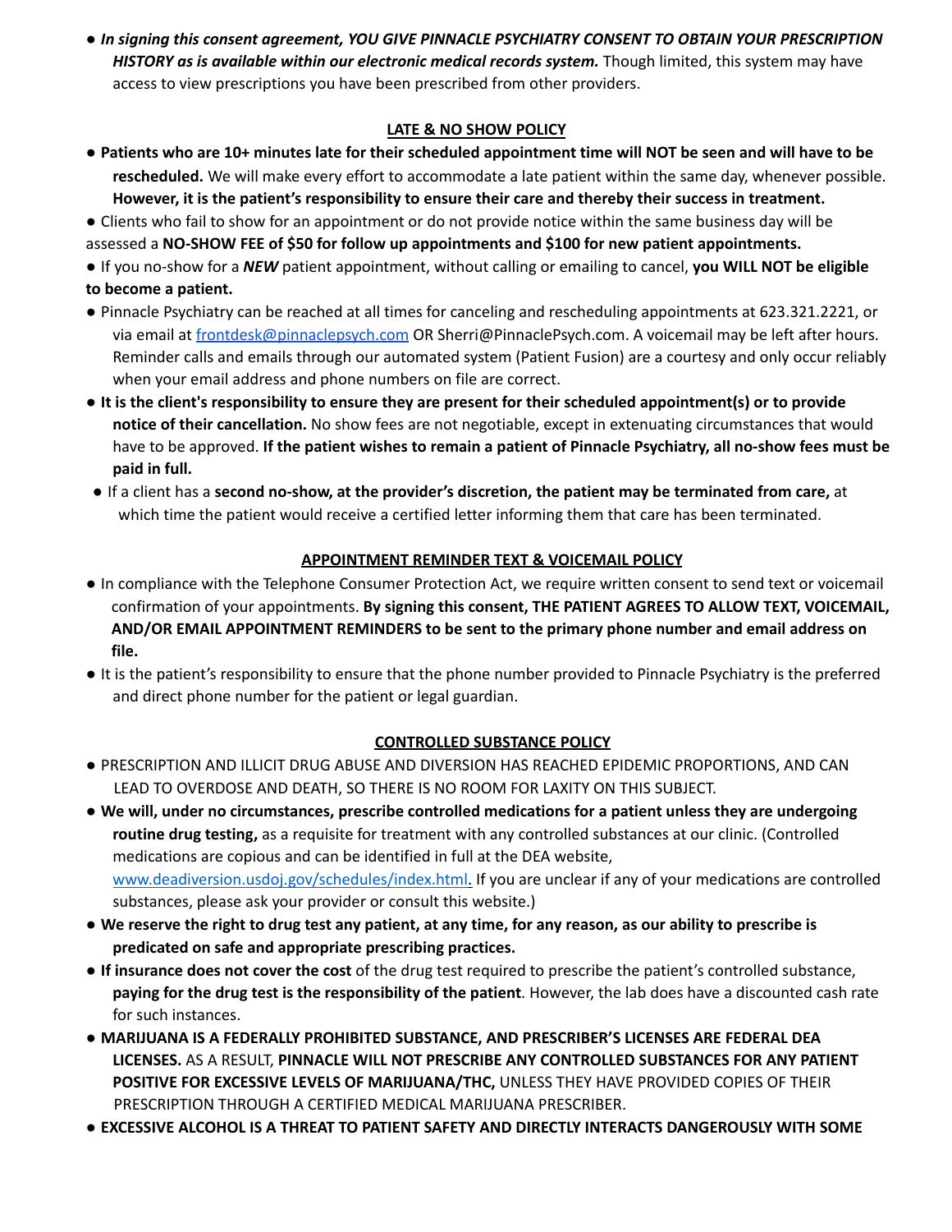- ***In signing this consent agreement, YOU GIVE PINNACLE PSYCHIATRY CONSENT TO OBTAIN YOUR PRESCRIPTION HISTORY as is available within our electronic medical records system.*** Though limited, this system may have access to view prescriptions you have been prescribed from other providers.

## LATE & NO SHOW POLICY

- **Patients who are 10+ minutes late for their scheduled appointment time will NOT be seen and will have to be rescheduled.** We will make every effort to accommodate a late patient within the same day, whenever possible. **However, it is the patient's responsibility to ensure their care and thereby their success in treatment.**
- Clients who fail to show for an appointment or do not provide notice within the same business day will be assessed a **NO-SHOW FEE of $50 for follow up appointments and $100 for new patient appointments.**
- If you no-show for a ***NEW*** patient appointment, without calling or emailing to cancel, **you WILL NOT be eligible to become a patient.**
- Pinnacle Psychiatry can be reached at all times for canceling and rescheduling appointments at 623.321.2221, or via email at [frontdesk@pinnaclepsych.com](mailto:frontdesk@pinnaclepsych.com) OR Sherri@PinnaclePsych.com. A voicemail may be left after hours. Reminder calls and emails through our automated system (Patient Fusion) are a courtesy and only occur reliably when your email address and phone numbers on file are correct.
- **It is the client's responsibility to ensure they are present for their scheduled appointment(s) or to provide notice of their cancellation.** No show fees are not negotiable, except in extenuating circumstances that would have to be approved. **If the patient wishes to remain a patient of Pinnacle Psychiatry, all no-show fees must be paid in full.**
- If a client has a **second no-show, at the provider's discretion, the patient may be terminated from care,** at which time the patient would receive a certified letter informing them that care has been terminated.

## APPOINTMENT REMINDER TEXT & VOICEMAIL POLICY

- In compliance with the Telephone Consumer Protection Act, we require written consent to send text or voicemail confirmation of your appointments. **By signing this consent, THE PATIENT AGREES TO ALLOW TEXT, VOICEMAIL, AND/OR EMAIL APPOINTMENT REMINDERS to be sent to the primary phone number and email address on file.**
- It is the patient's responsibility to ensure that the phone number provided to Pinnacle Psychiatry is the preferred and direct phone number for the patient or legal guardian.

## CONTROLLED SUBSTANCE POLICY

- PRESCRIPTION AND ILLICIT DRUG ABUSE AND DIVERSION HAS REACHED EPIDEMIC PROPORTIONS, AND CAN LEAD TO OVERDOSE AND DEATH, SO THERE IS NO ROOM FOR LAXITY ON THIS SUBJECT.
- **We will, under no circumstances, prescribe controlled medications for a patient unless they are undergoing routine drug testing,** as a requisite for treatment with any controlled substances at our clinic. (Controlled medications are copious and can be identified in full at the DEA website, [www.deadiversion.usdoj.gov/schedules/index.html](http://www.deadiversion.usdoj.gov/schedules/index.html). If you are unclear if any of your medications are controlled substances, please ask your provider or consult this website.)
- **We reserve the right to drug test any patient, at any time, for any reason, as our ability to prescribe is predicated on safe and appropriate prescribing practices.**
- **If insurance does not cover the cost** of the drug test required to prescribe the patient's controlled substance, **paying for the drug test is the responsibility of the patient**. However, the lab does have a discounted cash rate for such instances.
- **MARIJUANA IS A FEDERALLY PROHIBITED SUBSTANCE, AND PRESCRIBER'S LICENSES ARE FEDERAL DEA LICENSES.** AS A RESULT, **PINNACLE WILL NOT PRESCRIBE ANY CONTROLLED SUBSTANCES FOR ANY PATIENT POSITIVE FOR EXCESSIVE LEVELS OF MARIJUANA/THC,** UNLESS THEY HAVE PROVIDED COPIES OF THEIR PRESCRIPTION THROUGH A CERTIFIED MEDICAL MARIJUANA PRESCRIBER.
- **EXCESSIVE ALCOHOL IS A THREAT TO PATIENT SAFETY AND DIRECTLY INTERACTS DANGEROUSLY WITH SOME**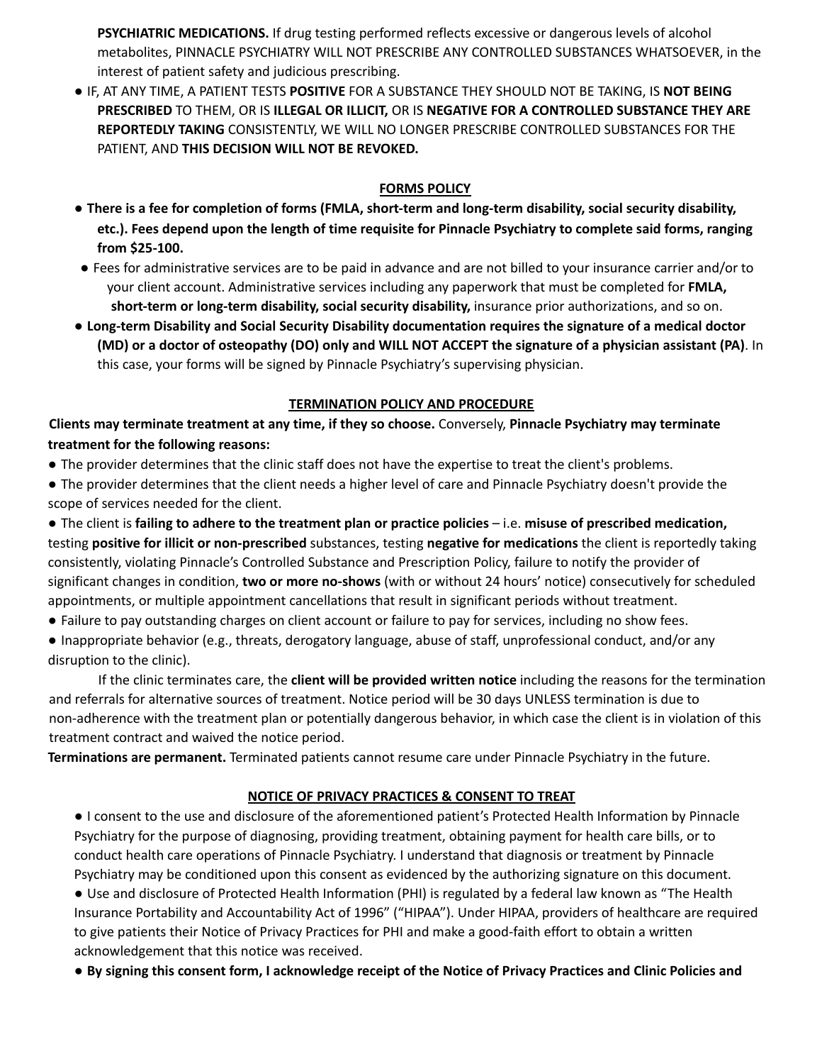**PSYCHIATRIC MEDICATIONS.** If drug testing performed reflects excessive or dangerous levels of alcohol metabolites, PINNACLE PSYCHIATRY WILL NOT PRESCRIBE ANY CONTROLLED SUBSTANCES WHATSOEVER, in the interest of patient safety and judicious prescribing.

- IF, AT ANY TIME, A PATIENT TESTS **POSITIVE** FOR A SUBSTANCE THEY SHOULD NOT BE TAKING, IS **NOT BEING PRESCRIBED** TO THEM, OR IS **ILLEGAL OR ILLICIT,** OR IS **NEGATIVE FOR A CONTROLLED SUBSTANCE THEY ARE REPORTEDLY TAKING** CONSISTENTLY, WE WILL NO LONGER PRESCRIBE CONTROLLED SUBSTANCES FOR THE PATIENT, AND **THIS DECISION WILL NOT BE REVOKED.**

## FORMS POLICY

- **There is a fee for completion of forms (FMLA, short-term and long-term disability, social security disability, etc.). Fees depend upon the length of time requisite for Pinnacle Psychiatry to complete said forms, ranging from $25-100.**
- Fees for administrative services are to be paid in advance and are not billed to your insurance carrier and/or to your client account. Administrative services including any paperwork that must be completed for **FMLA, short-term or long-term disability, social security disability,** insurance prior authorizations, and so on.
- **Long-term Disability and Social Security Disability documentation requires the signature of a medical doctor (MD) or a doctor of osteopathy (DO) only and WILL NOT ACCEPT the signature of a physician assistant (PA)**. In this case, your forms will be signed by Pinnacle Psychiatry's supervising physician.

## TERMINATION POLICY AND PROCEDURE

**Clients may terminate treatment at any time, if they so choose.** Conversely, **Pinnacle Psychiatry may terminate treatment for the following reasons:**

- The provider determines that the clinic staff does not have the expertise to treat the client's problems.
- The provider determines that the client needs a higher level of care and Pinnacle Psychiatry doesn't provide the scope of services needed for the client.
- The client is **failing to adhere to the treatment plan or practice policies** – i.e. **misuse of prescribed medication,** testing **positive for illicit or non-prescribed** substances, testing **negative for medications** the client is reportedly taking consistently, violating Pinnacle's Controlled Substance and Prescription Policy, failure to notify the provider of significant changes in condition, **two or more no-shows** (with or without 24 hours' notice) consecutively for scheduled appointments, or multiple appointment cancellations that result in significant periods without treatment.
- Failure to pay outstanding charges on client account or failure to pay for services, including no show fees.
- Inappropriate behavior (e.g., threats, derogatory language, abuse of staff, unprofessional conduct, and/or any disruption to the clinic).

If the clinic terminates care, the **client will be provided written notice** including the reasons for the termination and referrals for alternative sources of treatment. Notice period will be 30 days UNLESS termination is due to non-adherence with the treatment plan or potentially dangerous behavior, in which case the client is in violation of this treatment contract and waived the notice period.

**Terminations are permanent.** Terminated patients cannot resume care under Pinnacle Psychiatry in the future.

## NOTICE OF PRIVACY PRACTICES & CONSENT TO TREAT

- I consent to the use and disclosure of the aforementioned patient's Protected Health Information by Pinnacle Psychiatry for the purpose of diagnosing, providing treatment, obtaining payment for health care bills, or to conduct health care operations of Pinnacle Psychiatry. I understand that diagnosis or treatment by Pinnacle Psychiatry may be conditioned upon this consent as evidenced by the authorizing signature on this document.
- Use and disclosure of Protected Health Information (PHI) is regulated by a federal law known as "The Health Insurance Portability and Accountability Act of 1996" ("HIPAA"). Under HIPAA, providers of healthcare are required to give patients their Notice of Privacy Practices for PHI and make a good-faith effort to obtain a written acknowledgement that this notice was received.
- **By signing this consent form, I acknowledge receipt of the Notice of Privacy Practices and Clinic Policies and**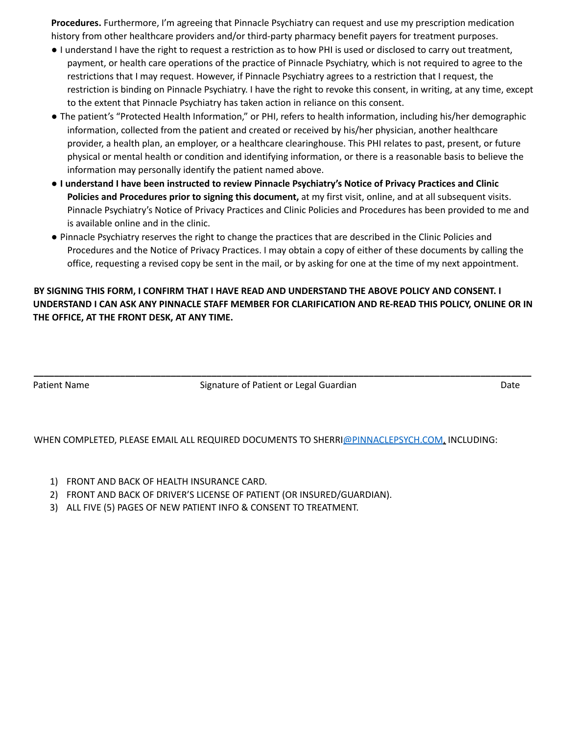**Procedures.** Furthermore, I'm agreeing that Pinnacle Psychiatry can request and use my prescription medication history from other healthcare providers and/or third-party pharmacy benefit payers for treatment purposes.

- I understand I have the right to request a restriction as to how PHI is used or disclosed to carry out treatment, payment, or health care operations of the practice of Pinnacle Psychiatry, which is not required to agree to the restrictions that I may request. However, if Pinnacle Psychiatry agrees to a restriction that I request, the restriction is binding on Pinnacle Psychiatry. I have the right to revoke this consent, in writing, at any time, except to the extent that Pinnacle Psychiatry has taken action in reliance on this consent.
- The patient's "Protected Health Information," or PHI, refers to health information, including his/her demographic information, collected from the patient and created or received by his/her physician, another healthcare provider, a health plan, an employer, or a healthcare clearinghouse. This PHI relates to past, present, or future physical or mental health or condition and identifying information, or there is a reasonable basis to believe the information may personally identify the patient named above.
- **I understand I have been instructed to review Pinnacle Psychiatry's Notice of Privacy Practices and Clinic Policies and Procedures prior to signing this document,** at my first visit, online, and at all subsequent visits. Pinnacle Psychiatry's Notice of Privacy Practices and Clinic Policies and Procedures has been provided to me and is available online and in the clinic.
- Pinnacle Psychiatry reserves the right to change the practices that are described in the Clinic Policies and Procedures and the Notice of Privacy Practices. I may obtain a copy of either of these documents by calling the office, requesting a revised copy be sent in the mail, or by asking for one at the time of my next appointment.

**BY SIGNING THIS FORM, I CONFIRM THAT I HAVE READ AND UNDERSTAND THE ABOVE POLICY AND CONSENT. I UNDERSTAND I CAN ASK ANY PINNACLE STAFF MEMBER FOR CLARIFICATION AND RE-READ THIS POLICY, ONLINE OR IN THE OFFICE, AT THE FRONT DESK, AT ANY TIME.**

______________________________________________________________________________________

Patient Name                    Signature of Patient or Legal Guardian                    Date

WHEN COMPLETED, PLEASE EMAIL ALL REQUIRED DOCUMENTS TO SHERRI@PINNACLEPSYCH.COM, INCLUDING:

1) FRONT AND BACK OF HEALTH INSURANCE CARD.
2) FRONT AND BACK OF DRIVER'S LICENSE OF PATIENT (OR INSURED/GUARDIAN).
3) ALL FIVE (5) PAGES OF NEW PATIENT INFO & CONSENT TO TREATMENT.